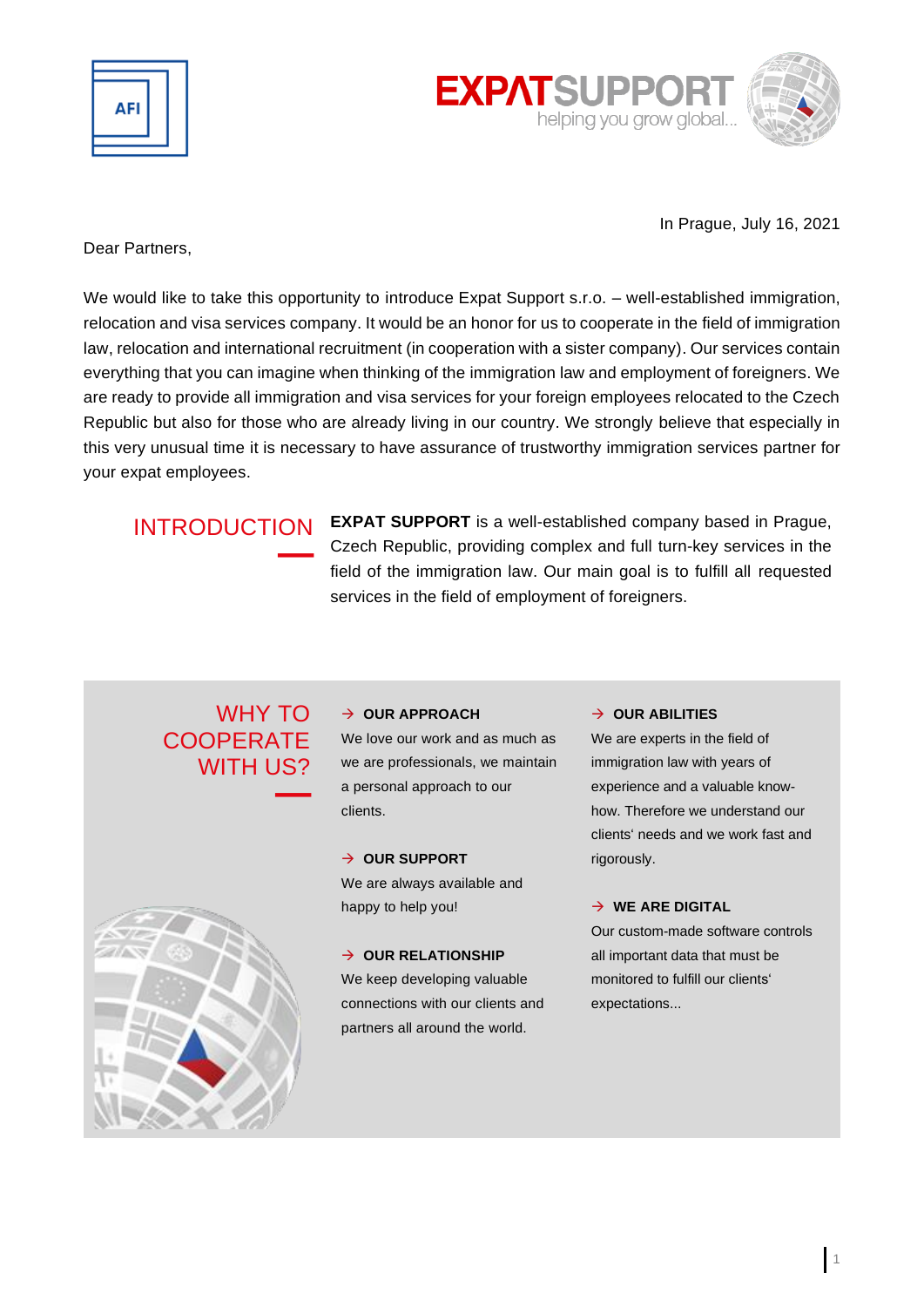AFI

**EXPATSUPPORT**
helping you grow global...

In Prague, July 16, 2021

Dear Partners,

We would like to take this opportunity to introduce Expat Support s.r.o. – well-established immigration, relocation and visa services company. It would be an honor for us to cooperate in the field of immigration law, relocation and international recruitment (in cooperation with a sister company). Our services contain everything that you can imagine when thinking of the immigration law and employment of foreigners. We are ready to provide all immigration and visa services for your foreign employees relocated to the Czech Republic but also for those who are already living in our country. We strongly believe that especially in this very unusual time it is necessary to have assurance of trustworthy immigration services partner for your expat employees.

## INTRODUCTION

**EXPAT SUPPORT** is a well-established company based in Prague, Czech Republic, providing complex and full turn-key services in the field of the immigration law. Our main goal is to fulfill all requested services in the field of employment of foreigners.

## WHY TO COOPERATE WITH US?

**→ OUR APPROACH**
We love our work and as much as we are professionals, we maintain a personal approach to our clients.

**→ OUR SUPPORT**
We are always available and happy to help you!

**→ OUR RELATIONSHIP**
We keep developing valuable connections with our clients and partners all around the world.

**→ OUR ABILITIES**
We are experts in the field of immigration law with years of experience and a valuable know-how. Therefore we understand our clients' needs and we work fast and rigorously.

**→ WE ARE DIGITAL**
Our custom-made software controls all important data that must be monitored to fulfill our clients' expectations...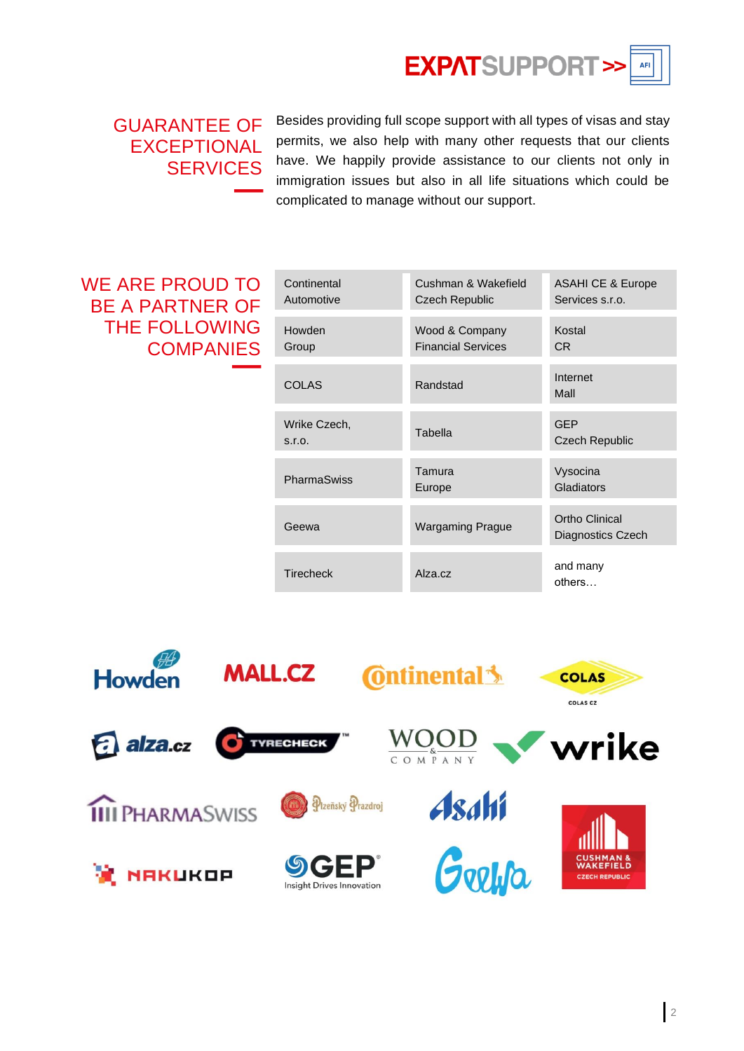## GUARANTEE OF EXCEPTIONAL SERVICES

Besides providing full scope support with all types of visas and stay permits, we also help with many other requests that our clients have. We happily provide assistance to our clients not only in immigration issues but also in all life situations which could be complicated to manage without our support.

## WE ARE PROUD TO BE A PARTNER OF THE FOLLOWING COMPANIES

| | | |
|---|---|---|
| Continental Automotive | Cushman & Wakefield Czech Republic | ASAHI CE & Europe Services s.r.o. |
| Howden Group | Wood & Company Financial Services | Kostal CR |
| COLAS | Randstad | Internet Mall |
| Wrike Czech, s.r.o. | Tabella | GEP Czech Republic |
| PharmaSwiss | Tamura Europe | Vysocina Gladiators |
| Geewa | Wargaming Prague | Ortho Clinical Diagnostics Czech |
| Tirecheck | Alza.cz | and many others… |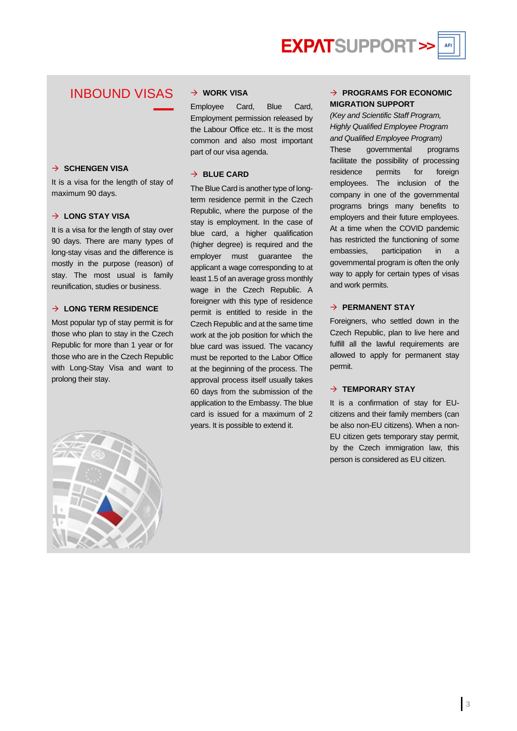# INBOUND VISAS

### → SCHENGEN VISA

It is a visa for the length of stay of maximum 90 days.

### → LONG STAY VISA

It is a visa for the length of stay over 90 days. There are many types of long-stay visas and the difference is mostly in the purpose (reason) of stay. The most usual is family reunification, studies or business.

### → LONG TERM RESIDENCE

Most popular typ of stay permit is for those who plan to stay in the Czech Republic for more than 1 year or for those who are in the Czech Republic with Long-Stay Visa and want to prolong their stay.

### → WORK VISA

Employee Card, Blue Card, Employment permission released by the Labour Office etc.. It is the most common and also most important part of our visa agenda.

### → BLUE CARD

The Blue Card is another type of long-term residence permit in the Czech Republic, where the purpose of the stay is employment. In the case of blue card, a higher qualification (higher degree) is required and the employer must guarantee the applicant a wage corresponding to at least 1.5 of an average gross monthly wage in the Czech Republic. A foreigner with this type of residence permit is entitled to reside in the Czech Republic and at the same time work at the job position for which the blue card was issued. The vacancy must be reported to the Labor Office at the beginning of the process. The approval process itself usually takes 60 days from the submission of the application to the Embassy. The blue card is issued for a maximum of 2 years. It is possible to extend it.

### → PROGRAMS FOR ECONOMIC MIGRATION SUPPORT

*(Key and Scientific Staff Program, Highly Qualified Employee Program and Qualified Employee Program)*

These governmental programs facilitate the possibility of processing residence permits for foreign employees. The inclusion of the company in one of the governmental programs brings many benefits to employers and their future employees. At a time when the COVID pandemic has restricted the functioning of some embassies, participation in a governmental program is often the only way to apply for certain types of visas and work permits.

### → PERMANENT STAY

Foreigners, who settled down in the Czech Republic, plan to live here and fulfill all the lawful requirements are allowed to apply for permanent stay permit.

### → TEMPORARY STAY

It is a confirmation of stay for EU-citizens and their family members (can be also non-EU citizens). When a non-EU citizen gets temporary stay permit, by the Czech immigration law, this person is considered as EU citizen.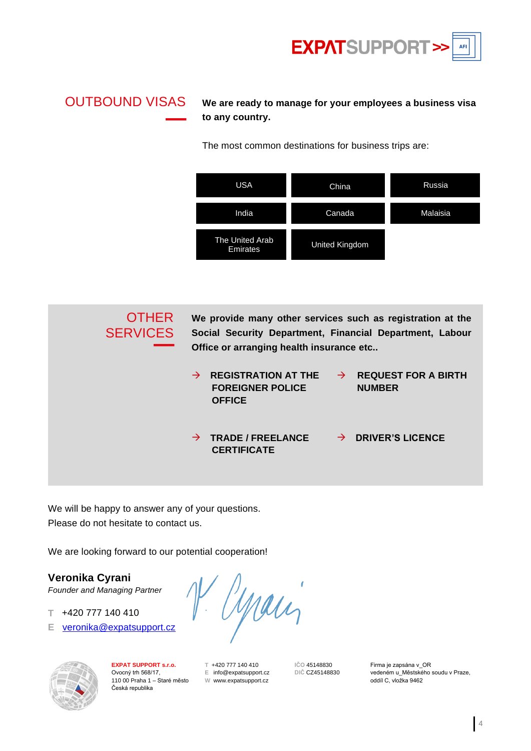## OUTBOUND VISAS

**We are ready to manage for your employees a business visa to any country.**

The most common destinations for business trips are:

| | | |
|---|---|---|
| USA | China | Russia |
| India | Canada | Malaisia |
| The United Arab Emirates | United Kingdom | |

## OTHER SERVICES

**We provide many other services such as registration at the Social Security Department, Financial Department, Labour Office or arranging health insurance etc..**

- → **REGISTRATION AT THE FOREIGNER POLICE OFFICE**
- → **REQUEST FOR A BIRTH NUMBER**
- → **TRADE / FREELANCE CERTIFICATE**
- → **DRIVER'S LICENCE**

We will be happy to answer any of your questions.
Please do not hesitate to contact us.

We are looking forward to our potential cooperation!

**Veronika Cyrani**
*Founder and Managing Partner*

T +420 777 140 410
E veronika@expatsupport.cz

**EXPAT SUPPORT s.r.o.**
Ovocný trh 568/17,
110 00 Praha 1 – Staré město
Česká republika

T +420 777 140 410
E info@expatsupport.cz
W www.expatsupport.cz

IČO 45148830
DIČ CZ45148830

Firma je zapsána v_OR vedeném u_Městského soudu v Praze, oddíl C, vložka 9462